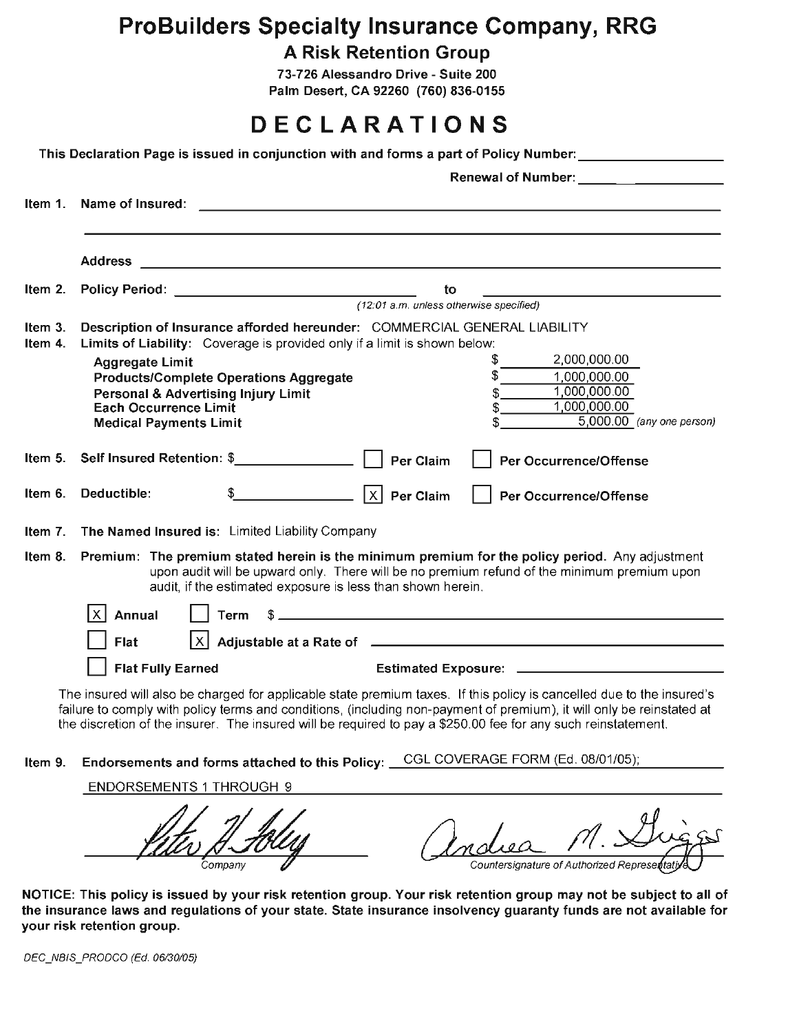# ProBuilders Specialty Insurance Company, RRG

## A Risk Retention Group

73-726 Alessandro Drive - Suite 200
Palm Desert, CA 92260 (760) 836-0155

# DECLARATIONS

This Declaration Page is issued in conjunction with and forms a part of Policy Number: ____________

Renewal of Number: ____________

**Item 1.** **Name of Insured:** ____________

**Address** ____________

**Item 2.** **Policy Period:** ____________ to ____________
*(12:01 a.m. unless otherwise specified)*

**Item 3.** **Description of Insurance afforded hereunder:** COMMERCIAL GENERAL LIABILITY

**Item 4.** **Limits of Liability:** Coverage is provided only if a limit is shown below:

| | |
|---|---|
| **Aggregate Limit** | $ 2,000,000.00 |
| **Products/Complete Operations Aggregate** | $ 1,000,000.00 |
| **Personal & Advertising Injury Limit** | $ 1,000,000.00 |
| **Each Occurrence Limit** | $ 1,000,000.00 |
| **Medical Payments Limit** | $ 5,000.00 *(any one person)* |

**Item 5.** **Self Insured Retention:** $____________ ☐ Per Claim ☐ Per Occurrence/Offense

**Item 6.** **Deductible:** $____________ ☒ Per Claim ☐ Per Occurrence/Offense

**Item 7.** **The Named Insured is:** Limited Liability Company

**Item 8.** **Premium: The premium stated herein is the minimum premium for the policy period.** Any adjustment upon audit will be upward only. There will be no premium refund of the minimum premium upon audit, if the estimated exposure is less than shown herein.

☒ Annual ☐ Term $ ____________

☐ Flat ☒ Adjustable at a Rate of ____________

☐ Flat Fully Earned Estimated Exposure: ____________

The insured will also be charged for applicable state premium taxes. If this policy is cancelled due to the insured's failure to comply with policy terms and conditions, (including non-payment of premium), it will only be reinstated at the discretion of the insurer. The insured will be required to pay a $250.00 fee for any such reinstatement.

**Item 9.** **Endorsements and forms attached to this Policy:** CGL COVERAGE FORM (Ed. 08/01/05); ENDORSEMENTS 1 THROUGH 9

*Company* — *Countersignature of Authorized Representative*

**NOTICE: This policy is issued by your risk retention group. Your risk retention group may not be subject to all of the insurance laws and regulations of your state. State insurance insolvency guaranty funds are not available for your risk retention group.**

*DEC_NBIS_PRODCO (Ed. 06/30/05)*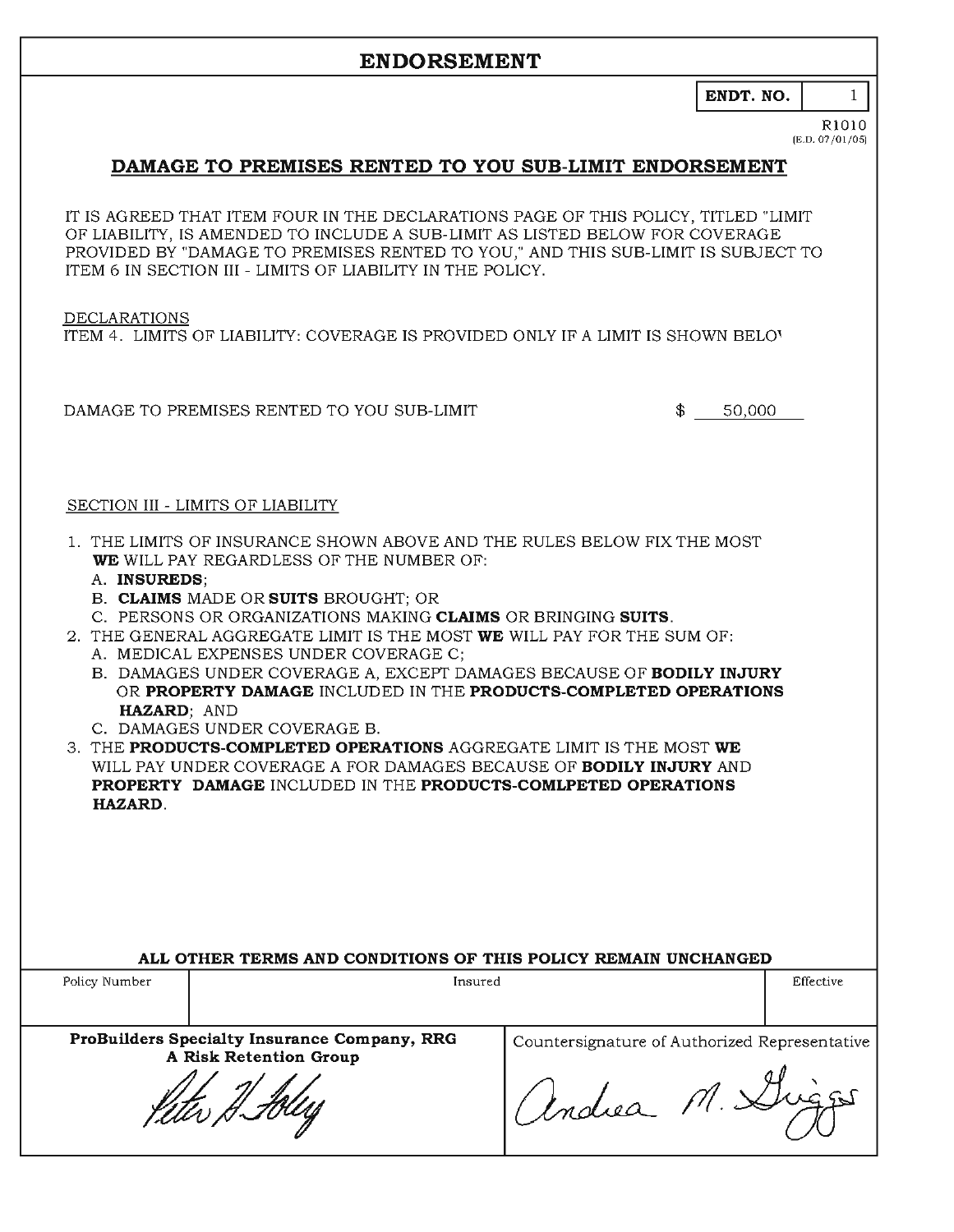# ENDORSEMENT

| ENDT. NO. | 1 |
|---|---|

R1010
(E.D. 07/01/05)

## DAMAGE TO PREMISES RENTED TO YOU SUB-LIMIT ENDORSEMENT

IT IS AGREED THAT ITEM FOUR IN THE DECLARATIONS PAGE OF THIS POLICY, TITLED "LIMIT OF LIABILITY, IS AMENDED TO INCLUDE A SUB-LIMIT AS LISTED BELOW FOR COVERAGE PROVIDED BY "DAMAGE TO PREMISES RENTED TO YOU," AND THIS SUB-LIMIT IS SUBJECT TO ITEM 6 IN SECTION III - LIMITS OF LIABILITY IN THE POLICY.

DECLARATIONS

ITEM 4. LIMITS OF LIABILITY: COVERAGE IS PROVIDED ONLY IF A LIMIT IS SHOWN BELO

DAMAGE TO PREMISES RENTED TO YOU SUB-LIMIT $ 50,000

SECTION III - LIMITS OF LIABILITY

1. THE LIMITS OF INSURANCE SHOWN ABOVE AND THE RULES BELOW FIX THE MOST **WE** WILL PAY REGARDLESS OF THE NUMBER OF:
   A. **INSUREDS**;
   B. **CLAIMS** MADE OR **SUITS** BROUGHT; OR
   C. PERSONS OR ORGANIZATIONS MAKING **CLAIMS** OR BRINGING **SUITS**.
2. THE GENERAL AGGREGATE LIMIT IS THE MOST **WE** WILL PAY FOR THE SUM OF:
   A. MEDICAL EXPENSES UNDER COVERAGE C;
   B. DAMAGES UNDER COVERAGE A, EXCEPT DAMAGES BECAUSE OF **BODILY INJURY** OR **PROPERTY DAMAGE** INCLUDED IN THE **PRODUCTS-COMPLETED OPERATIONS HAZARD**; AND
   C. DAMAGES UNDER COVERAGE B.
3. THE **PRODUCTS-COMPLETED OPERATIONS** AGGREGATE LIMIT IS THE MOST **WE** WILL PAY UNDER COVERAGE A FOR DAMAGES BECAUSE OF **BODILY INJURY** AND **PROPERTY DAMAGE** INCLUDED IN THE **PRODUCTS-COMLPETED OPERATIONS HAZARD**.

**ALL OTHER TERMS AND CONDITIONS OF THIS POLICY REMAIN UNCHANGED**

| Policy Number | Insured | Effective |
|---|---|---|
| | | |

**ProBuilders Specialty Insurance Company, RRG**
**A Risk Retention Group**

Peter H. Foley

Countersignature of Authorized Representative

Andrea M. Griggs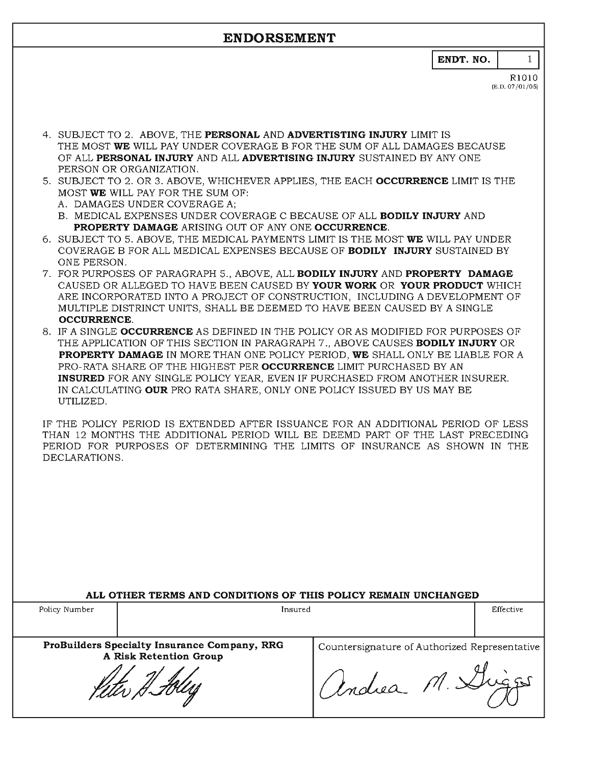# ENDORSEMENT

| ENDT. NO. | 1 |
|---|---|

R1010
(E.D. 07/01/05)

4. SUBJECT TO 2. ABOVE, THE **PERSONAL** AND **ADVERTISTING INJURY** LIMIT IS THE MOST **WE** WILL PAY UNDER COVERAGE B FOR THE SUM OF ALL DAMAGES BECAUSE OF ALL **PERSONAL INJURY** AND ALL **ADVERTISING INJURY** SUSTAINED BY ANY ONE PERSON OR ORGANIZATION.
5. SUBJECT TO 2. OR 3. ABOVE, WHICHEVER APPLIES, THE EACH **OCCURRENCE** LIMIT IS THE MOST **WE** WILL PAY FOR THE SUM OF:
   A. DAMAGES UNDER COVERAGE A;
   B. MEDICAL EXPENSES UNDER COVERAGE C BECAUSE OF ALL **BODILY INJURY** AND **PROPERTY DAMAGE** ARISING OUT OF ANY ONE **OCCURRENCE**.
6. SUBJECT TO 5. ABOVE, THE MEDICAL PAYMENTS LIMIT IS THE MOST **WE** WILL PAY UNDER COVERAGE B FOR ALL MEDICAL EXPENSES BECAUSE OF **BODILY INJURY** SUSTAINED BY ONE PERSON.
7. FOR PURPOSES OF PARAGRAPH 5., ABOVE, ALL **BODILY INJURY** AND **PROPERTY DAMAGE** CAUSED OR ALLEGED TO HAVE BEEN CAUSED BY **YOUR WORK** OR **YOUR PRODUCT** WHICH ARE INCORPORATED INTO A PROJECT OF CONSTRUCTION, INCLUDING A DEVELOPMENT OF MULTIPLE DISTRINCT UNITS, SHALL BE DEEMED TO HAVE BEEN CAUSED BY A SINGLE **OCCURRENCE**.
8. IF A SINGLE **OCCURRENCE** AS DEFINED IN THE POLICY OR AS MODIFIED FOR PURPOSES OF THE APPLICATION OF THIS SECTION IN PARAGRAPH 7., ABOVE CAUSES **BODILY INJURY** OR **PROPERTY DAMAGE** IN MORE THAN ONE POLICY PERIOD, **WE** SHALL ONLY BE LIABLE FOR A PRO-RATA SHARE OF THE HIGHEST PER **OCCURRENCE** LIMIT PURCHASED BY AN **INSURED** FOR ANY SINGLE POLICY YEAR, EVEN IF PURCHASED FROM ANOTHER INSURER. IN CALCULATING **OUR** PRO RATA SHARE, ONLY ONE POLICY ISSUED BY US MAY BE UTILIZED.

IF THE POLICY PERIOD IS EXTENDED AFTER ISSUANCE FOR AN ADDITIONAL PERIOD OF LESS THAN 12 MONTHS THE ADDITIONAL PERIOD WILL BE DEEMD PART OF THE LAST PRECEDING PERIOD FOR PURPOSES OF DETERMINING THE LIMITS OF INSURANCE AS SHOWN IN THE DECLARATIONS.

**ALL OTHER TERMS AND CONDITIONS OF THIS POLICY REMAIN UNCHANGED**

| Policy Number | Insured | Effective |
|---|---|---|
| | | |

| **ProBuilders Specialty Insurance Company, RRG A Risk Retention Group** | Countersignature of Authorized Representative |
|---|---|
| Peter H. Foley | Andrea M. Griggs |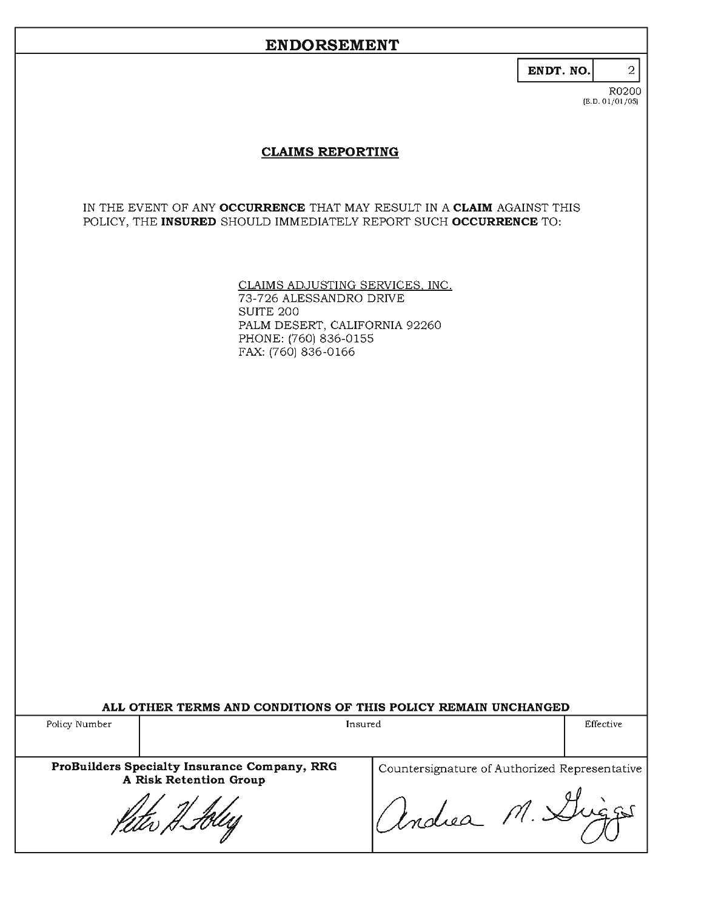# ENDORSEMENT

| ENDT. NO. | 2 |
|---|---|

R0200
(E.D. 01/01/05)

## CLAIMS REPORTING

IN THE EVENT OF ANY **OCCURRENCE** THAT MAY RESULT IN A **CLAIM** AGAINST THIS POLICY, THE **INSURED** SHOULD IMMEDIATELY REPORT SUCH **OCCURRENCE** TO:

CLAIMS ADJUSTING SERVICES, INC.
73-726 ALESSANDRO DRIVE
SUITE 200
PALM DESERT, CALIFORNIA 92260
PHONE: (760) 836-0155
FAX: (760) 836-0166

**ALL OTHER TERMS AND CONDITIONS OF THIS POLICY REMAIN UNCHANGED**

| Policy Number | Insured | Effective |
|---|---|---|
| | | |

| ProBuilders Specialty Insurance Company, RRG A Risk Retention Group | Countersignature of Authorized Representative |
|---|---|
| Peter H. Foley | Andrea M. Griggs |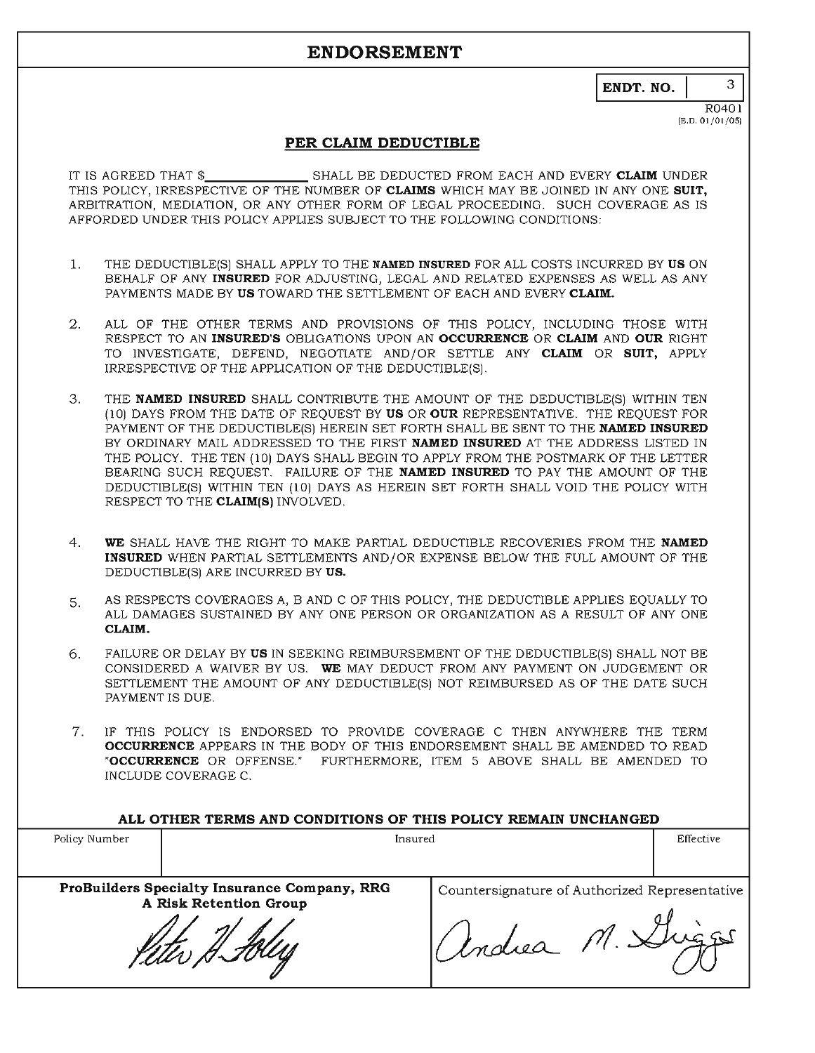# ENDORSEMENT

**ENDT. NO.** 3

R0401
(E.D. 01/01/05)

## PER CLAIM DEDUCTIBLE

IT IS AGREED THAT $______________ SHALL BE DEDUCTED FROM EACH AND EVERY **CLAIM** UNDER THIS POLICY, IRRESPECTIVE OF THE NUMBER OF **CLAIMS** WHICH MAY BE JOINED IN ANY ONE **SUIT,** ARBITRATION, MEDIATION, OR ANY OTHER FORM OF LEGAL PROCEEDING. SUCH COVERAGE AS IS AFFORDED UNDER THIS POLICY APPLIES SUBJECT TO THE FOLLOWING CONDITIONS:

1. THE DEDUCTIBLE(S) SHALL APPLY TO THE **NAMED INSURED** FOR ALL COSTS INCURRED BY **US** ON BEHALF OF ANY **INSURED** FOR ADJUSTING, LEGAL AND RELATED EXPENSES AS WELL AS ANY PAYMENTS MADE BY **US** TOWARD THE SETTLEMENT OF EACH AND EVERY **CLAIM.**

2. ALL OF THE OTHER TERMS AND PROVISIONS OF THIS POLICY, INCLUDING THOSE WITH RESPECT TO AN **INSURED'S** OBLIGATIONS UPON AN **OCCURRENCE** OR **CLAIM** AND **OUR** RIGHT TO INVESTIGATE, DEFEND, NEGOTIATE AND/OR SETTLE ANY **CLAIM** OR **SUIT,** APPLY IRRESPECTIVE OF THE APPLICATION OF THE DEDUCTIBLE(S).

3. THE **NAMED INSURED** SHALL CONTRIBUTE THE AMOUNT OF THE DEDUCTIBLE(S) WITHIN TEN (10) DAYS FROM THE DATE OF REQUEST BY **US** OR **OUR** REPRESENTATIVE. THE REQUEST FOR PAYMENT OF THE DEDUCTIBLE(S) HEREIN SET FORTH SHALL BE SENT TO THE **NAMED INSURED** BY ORDINARY MAIL ADDRESSED TO THE FIRST **NAMED INSURED** AT THE ADDRESS LISTED IN THE POLICY. THE TEN (10) DAYS SHALL BEGIN TO APPLY FROM THE POSTMARK OF THE LETTER BEARING SUCH REQUEST. FAILURE OF THE **NAMED INSURED** TO PAY THE AMOUNT OF THE DEDUCTIBLE(S) WITHIN TEN (10) DAYS AS HEREIN SET FORTH SHALL VOID THE POLICY WITH RESPECT TO THE **CLAIM(S)** INVOLVED.

4. **WE** SHALL HAVE THE RIGHT TO MAKE PARTIAL DEDUCTIBLE RECOVERIES FROM THE **NAMED INSURED** WHEN PARTIAL SETTLEMENTS AND/OR EXPENSE BELOW THE FULL AMOUNT OF THE DEDUCTIBLE(S) ARE INCURRED BY **US.**

5. AS RESPECTS COVERAGES A, B AND C OF THIS POLICY, THE DEDUCTIBLE APPLIES EQUALLY TO ALL DAMAGES SUSTAINED BY ANY ONE PERSON OR ORGANIZATION AS A RESULT OF ANY ONE **CLAIM.**

6. FAILURE OR DELAY BY **US** IN SEEKING REIMBURSEMENT OF THE DEDUCTIBLE(S) SHALL NOT BE CONSIDERED A WAIVER BY US. **WE** MAY DEDUCT FROM ANY PAYMENT ON JUDGEMENT OR SETTLEMENT THE AMOUNT OF ANY DEDUCTIBLE(S) NOT REIMBURSED AS OF THE DATE SUCH PAYMENT IS DUE.

7. IF THIS POLICY IS ENDORSED TO PROVIDE COVERAGE C THEN ANYWHERE THE TERM **OCCURRENCE** APPEARS IN THE BODY OF THIS ENDORSEMENT SHALL BE AMENDED TO READ "**OCCURRENCE** OR OFFENSE." FURTHERMORE, ITEM 5 ABOVE SHALL BE AMENDED TO INCLUDE COVERAGE C.

**ALL OTHER TERMS AND CONDITIONS OF THIS POLICY REMAIN UNCHANGED**

| Policy Number | Insured | Effective |
|---|---|---|
| | | |

**ProBuilders Specialty Insurance Company, RRG**
**A Risk Retention Group**

Peter H. Foley

Countersignature of Authorized Representative

Andrea M. Griggs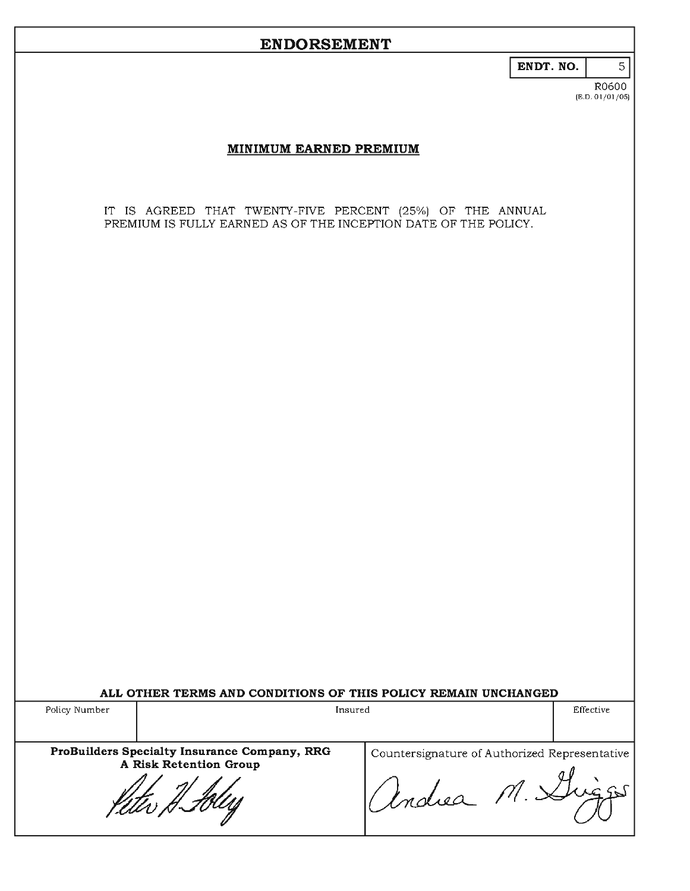# ENDORSEMENT

| ENDT. NO. | 5 |
|---|---|

R0600
(E.D. 01/01/05)

## MINIMUM EARNED PREMIUM

IT IS AGREED THAT TWENTY-FIVE PERCENT (25%) OF THE ANNUAL PREMIUM IS FULLY EARNED AS OF THE INCEPTION DATE OF THE POLICY.

**ALL OTHER TERMS AND CONDITIONS OF THIS POLICY REMAIN UNCHANGED**

| Policy Number | Insured | Effective |
|---|---|---|
| | | |

| ProBuilders Specialty Insurance Company, RRG A Risk Retention Group | Countersignature of Authorized Representative |
|---|---|
| Peter H. Foley | Andrea M. Griggs |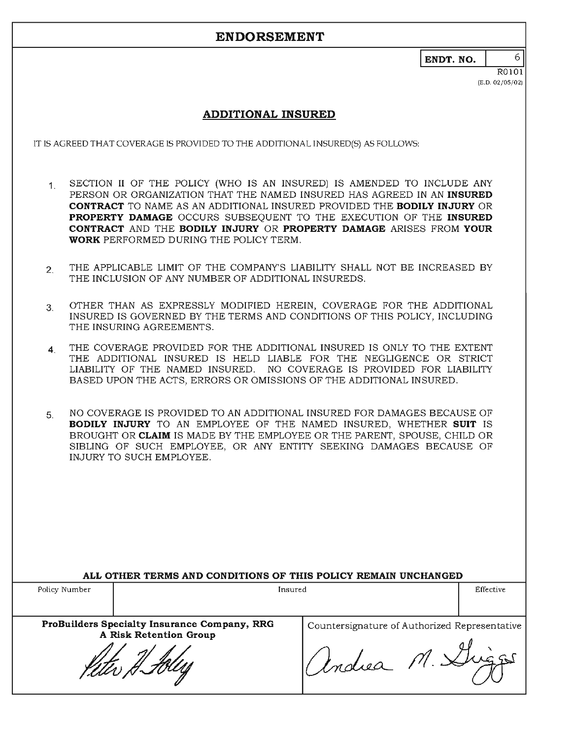# ENDORSEMENT

**ENDT. NO.** 6

R0101
(E.D. 02/05/02)

## ADDITIONAL INSURED

IT IS AGREED THAT COVERAGE IS PROVIDED TO THE ADDITIONAL INSURED(S) AS FOLLOWS:

1. SECTION II OF THE POLICY (WHO IS AN INSURED) IS AMENDED TO INCLUDE ANY PERSON OR ORGANIZATION THAT THE NAMED INSURED HAS AGREED IN AN **INSURED CONTRACT** TO NAME AS AN ADDITIONAL INSURED PROVIDED THE **BODILY INJURY** OR **PROPERTY DAMAGE** OCCURS SUBSEQUENT TO THE EXECUTION OF THE **INSURED CONTRACT** AND THE **BODILY INJURY** OR **PROPERTY DAMAGE** ARISES FROM **YOUR WORK** PERFORMED DURING THE POLICY TERM.

2. THE APPLICABLE LIMIT OF THE COMPANY'S LIABILITY SHALL NOT BE INCREASED BY THE INCLUSION OF ANY NUMBER OF ADDITIONAL INSUREDS.

3. OTHER THAN AS EXPRESSLY MODIFIED HEREIN, COVERAGE FOR THE ADDITIONAL INSURED IS GOVERNED BY THE TERMS AND CONDITIONS OF THIS POLICY, INCLUDING THE INSURING AGREEMENTS.

4. THE COVERAGE PROVIDED FOR THE ADDITIONAL INSURED IS ONLY TO THE EXTENT THE ADDITIONAL INSURED IS HELD LIABLE FOR THE NEGLIGENCE OR STRICT LIABILITY OF THE NAMED INSURED. NO COVERAGE IS PROVIDED FOR LIABILITY BASED UPON THE ACTS, ERRORS OR OMISSIONS OF THE ADDITIONAL INSURED.

5. NO COVERAGE IS PROVIDED TO AN ADDITIONAL INSURED FOR DAMAGES BECAUSE OF **BODILY INJURY** TO AN EMPLOYEE OF THE NAMED INSURED, WHETHER **SUIT** IS BROUGHT OR **CLAIM** IS MADE BY THE EMPLOYEE OR THE PARENT, SPOUSE, CHILD OR SIBLING OF SUCH EMPLOYEE, OR ANY ENTITY SEEKING DAMAGES BECAUSE OF INJURY TO SUCH EMPLOYEE.

**ALL OTHER TERMS AND CONDITIONS OF THIS POLICY REMAIN UNCHANGED**

| Policy Number | Insured | Effective |
|---|---|---|
| | | |

| **ProBuilders Specialty Insurance Company, RRG**<br>**A Risk Retention Group** | Countersignature of Authorized Representative |
|---|---|
| Peter H. Foley | Andrea M. Griggs |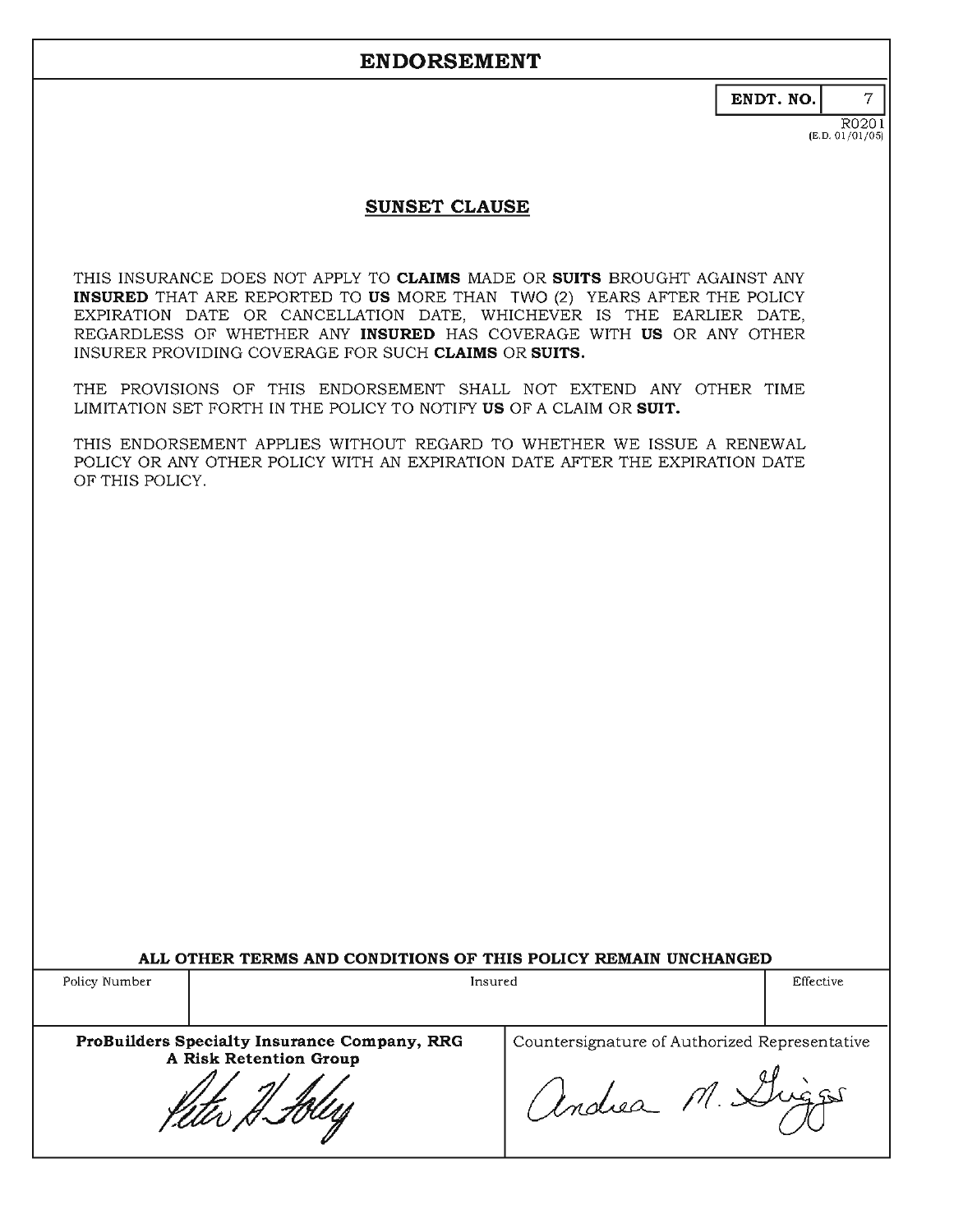# ENDORSEMENT

| ENDT. NO. | 7 |
|---|---|

R0201
(E.D. 01/01/05)

## SUNSET CLAUSE

THIS INSURANCE DOES NOT APPLY TO **CLAIMS** MADE OR **SUITS** BROUGHT AGAINST ANY **INSURED** THAT ARE REPORTED TO **US** MORE THAN TWO (2) YEARS AFTER THE POLICY EXPIRATION DATE OR CANCELLATION DATE, WHICHEVER IS THE EARLIER DATE, REGARDLESS OF WHETHER ANY **INSURED** HAS COVERAGE WITH **US** OR ANY OTHER INSURER PROVIDING COVERAGE FOR SUCH **CLAIMS** OR **SUITS.**

THE PROVISIONS OF THIS ENDORSEMENT SHALL NOT EXTEND ANY OTHER TIME LIMITATION SET FORTH IN THE POLICY TO NOTIFY **US** OF A CLAIM OR **SUIT.**

THIS ENDORSEMENT APPLIES WITHOUT REGARD TO WHETHER WE ISSUE A RENEWAL POLICY OR ANY OTHER POLICY WITH AN EXPIRATION DATE AFTER THE EXPIRATION DATE OF THIS POLICY.

**ALL OTHER TERMS AND CONDITIONS OF THIS POLICY REMAIN UNCHANGED**

| Policy Number | Insured | Effective |
|---|---|---|
| | | |

| **ProBuilders Specialty Insurance Company, RRG** **A Risk Retention Group** | Countersignature of Authorized Representative |
|---|---|
| Peter H. Foley | Andrea M. Griggs |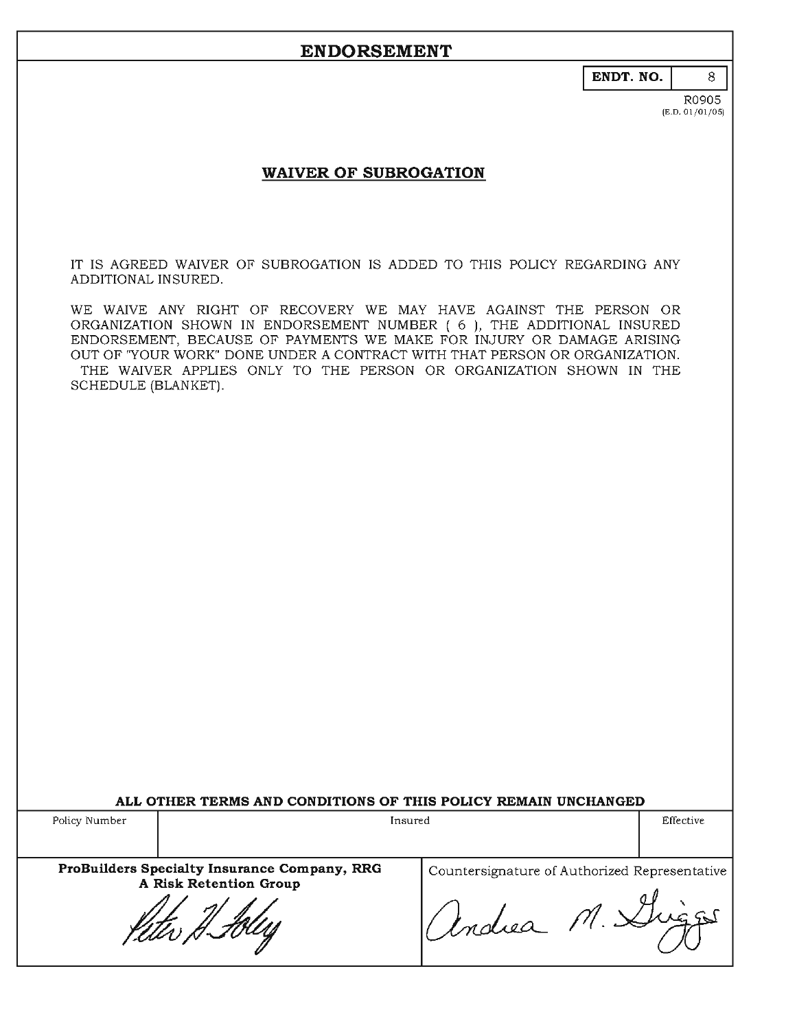# ENDORSEMENT

| ENDT. NO. | 8 |
|---|---|

R0905
(E.D. 01/01/05)

## WAIVER OF SUBROGATION

IT IS AGREED WAIVER OF SUBROGATION IS ADDED TO THIS POLICY REGARDING ANY ADDITIONAL INSURED.

WE WAIVE ANY RIGHT OF RECOVERY WE MAY HAVE AGAINST THE PERSON OR ORGANIZATION SHOWN IN ENDORSEMENT NUMBER ( 6 ), THE ADDITIONAL INSURED ENDORSEMENT, BECAUSE OF PAYMENTS WE MAKE FOR INJURY OR DAMAGE ARISING OUT OF "YOUR WORK" DONE UNDER A CONTRACT WITH THAT PERSON OR ORGANIZATION. THE WAIVER APPLIES ONLY TO THE PERSON OR ORGANIZATION SHOWN IN THE SCHEDULE (BLANKET).

**ALL OTHER TERMS AND CONDITIONS OF THIS POLICY REMAIN UNCHANGED**

| Policy Number | Insured | Effective |
|---|---|---|
| | | |

| **ProBuilders Specialty Insurance Company, RRG**<br>**A Risk Retention Group** | Countersignature of Authorized Representative |
|---|---|
| Peter H. Foley | Andrea M. Griggs |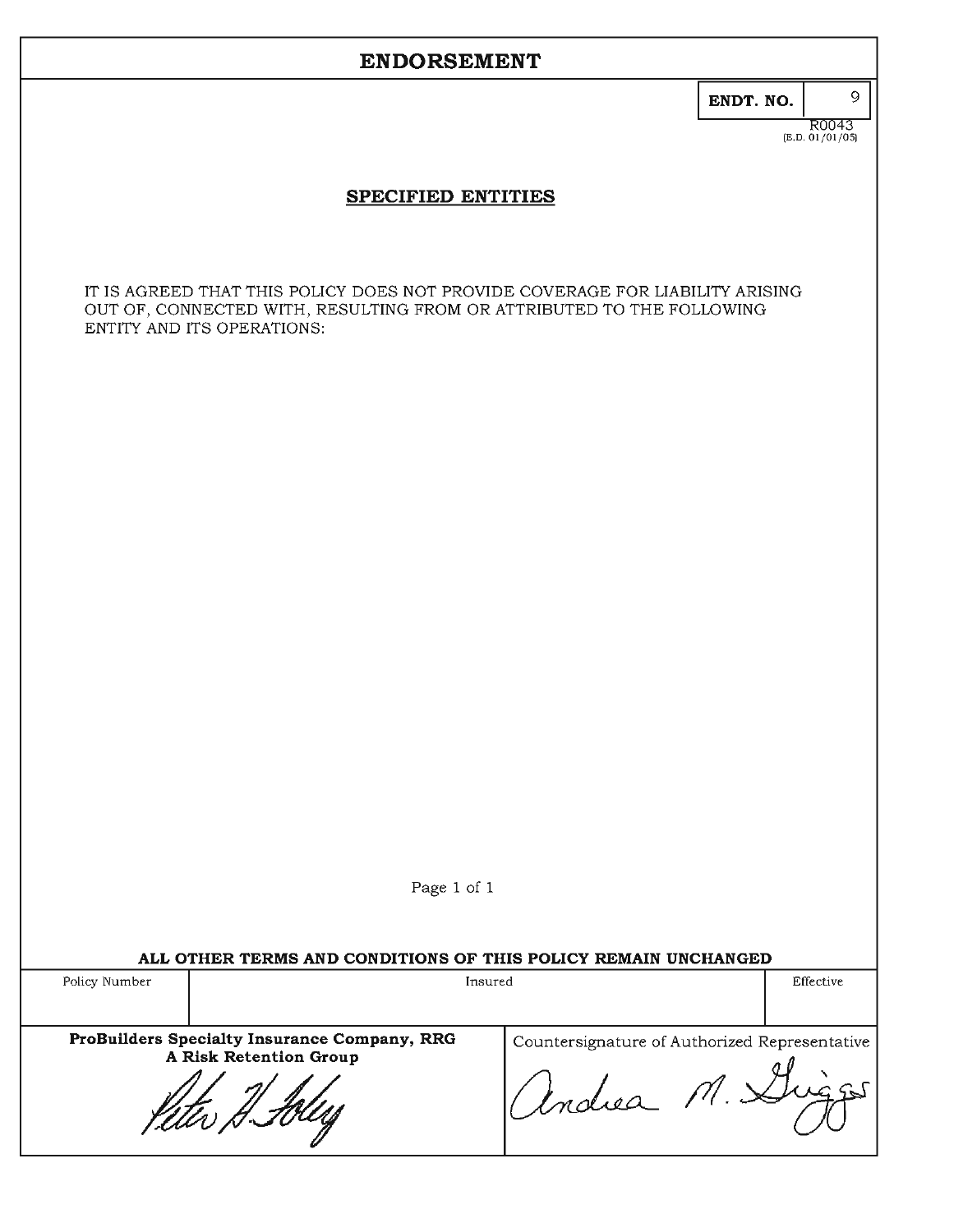# ENDORSEMENT

| ENDT. NO. | 9 |
|---|---|

R0043
(E.D. 01/01/05)

## SPECIFIED ENTITIES

IT IS AGREED THAT THIS POLICY DOES NOT PROVIDE COVERAGE FOR LIABILITY ARISING OUT OF, CONNECTED WITH, RESULTING FROM OR ATTRIBUTED TO THE FOLLOWING ENTITY AND ITS OPERATIONS:

**ALL OTHER TERMS AND CONDITIONS OF THIS POLICY REMAIN UNCHANGED**

| Policy Number | Insured | Effective |
|---|---|---|
| | | |

| **ProBuilders Specialty Insurance Company, RRG**<br>**A Risk Retention Group** | Countersignature of Authorized Representative |
|---|---|
| Peter H. Foley | Andrea M. Griggs |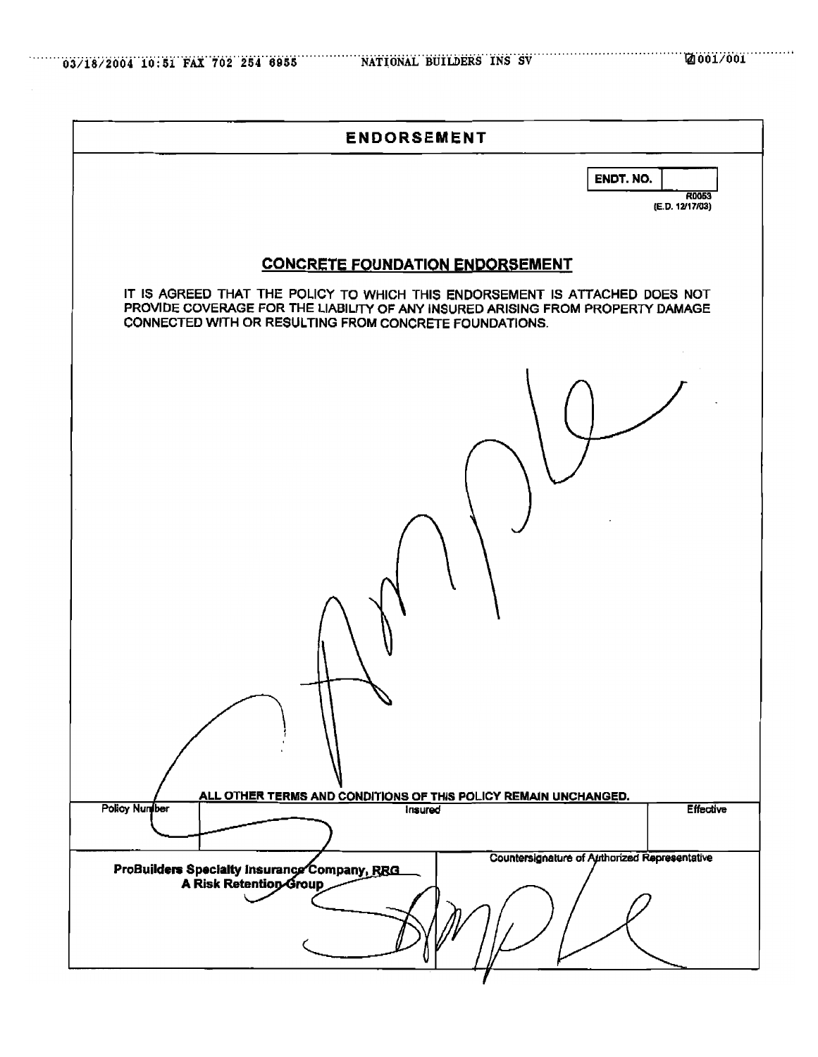# ENDORSEMENT

| ENDT. NO. | |
|---|---|

R0053
(E.D. 12/17/03)

## CONCRETE FOUNDATION ENDORSEMENT

IT IS AGREED THAT THE POLICY TO WHICH THIS ENDORSEMENT IS ATTACHED DOES NOT PROVIDE COVERAGE FOR THE LIABILITY OF ANY INSURED ARISING FROM PROPERTY DAMAGE CONNECTED WITH OR RESULTING FROM CONCRETE FOUNDATIONS.

Sample

**ALL OTHER TERMS AND CONDITIONS OF THIS POLICY REMAIN UNCHANGED.**

| Policy Number | Insured | Effective |
|---|---|---|
| | | |

| **ProBuilders Specialty Insurance Company, RRG**<br>**A Risk Retention Group** | Countersignature of Authorized Representative |
|---|---|
| | Sample |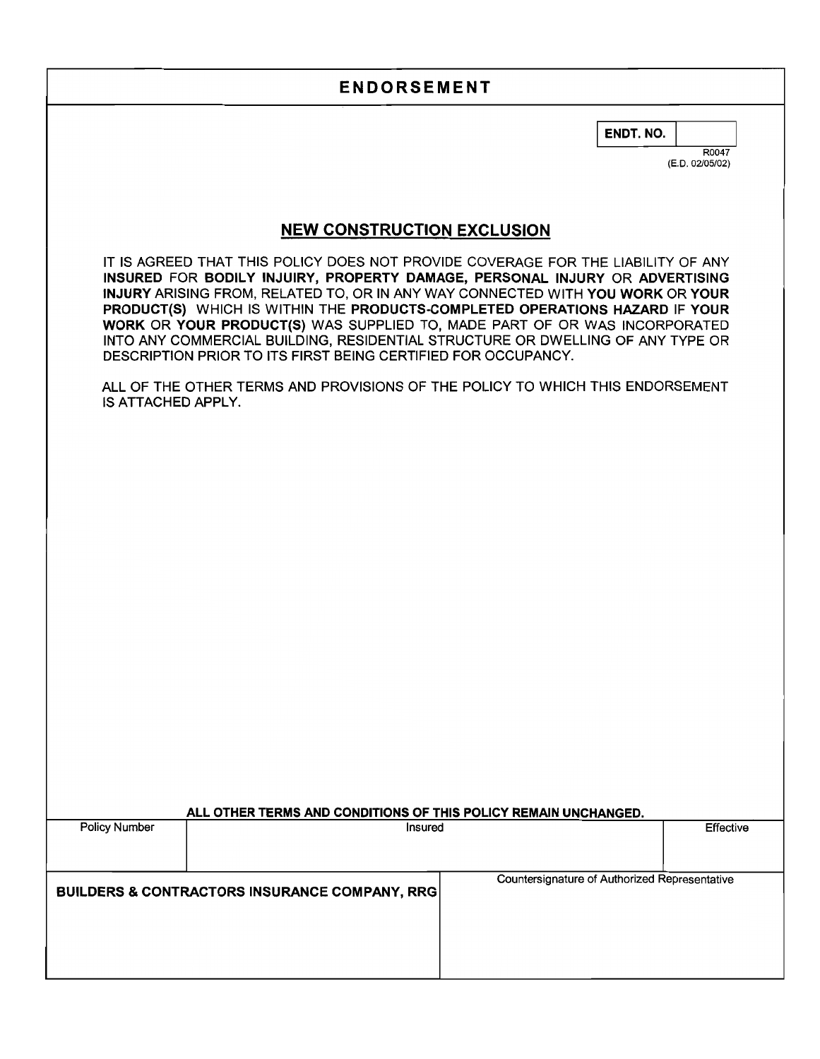# ENDORSEMENT

| ENDT. NO. | |
|---|---|

R0047
(E.D. 02/05/02)

## NEW CONSTRUCTION EXCLUSION

IT IS AGREED THAT THIS POLICY DOES NOT PROVIDE COVERAGE FOR THE LIABILITY OF ANY **INSURED** FOR **BODILY INJUIRY, PROPERTY DAMAGE, PERSONAL INJURY** OR **ADVERTISING INJURY** ARISING FROM, RELATED TO, OR IN ANY WAY CONNECTED WITH **YOU WORK** OR **YOUR PRODUCT(S)** WHICH IS WITHIN THE **PRODUCTS-COMPLETED OPERATIONS HAZARD** IF **YOUR WORK** OR **YOUR PRODUCT(S)** WAS SUPPLIED TO, MADE PART OF OR WAS INCORPORATED INTO ANY COMMERCIAL BUILDING, RESIDENTIAL STRUCTURE OR DWELLING OF ANY TYPE OR DESCRIPTION PRIOR TO ITS FIRST BEING CERTIFIED FOR OCCUPANCY.

ALL OF THE OTHER TERMS AND PROVISIONS OF THE POLICY TO WHICH THIS ENDORSEMENT IS ATTACHED APPLY.

**ALL OTHER TERMS AND CONDITIONS OF THIS POLICY REMAIN UNCHANGED.**

| Policy Number | Insured | Effective |
|---|---|---|
| | | |

| BUILDERS & CONTRACTORS INSURANCE COMPANY, RRG | Countersignature of Authorized Representative |
|---|---|
| | |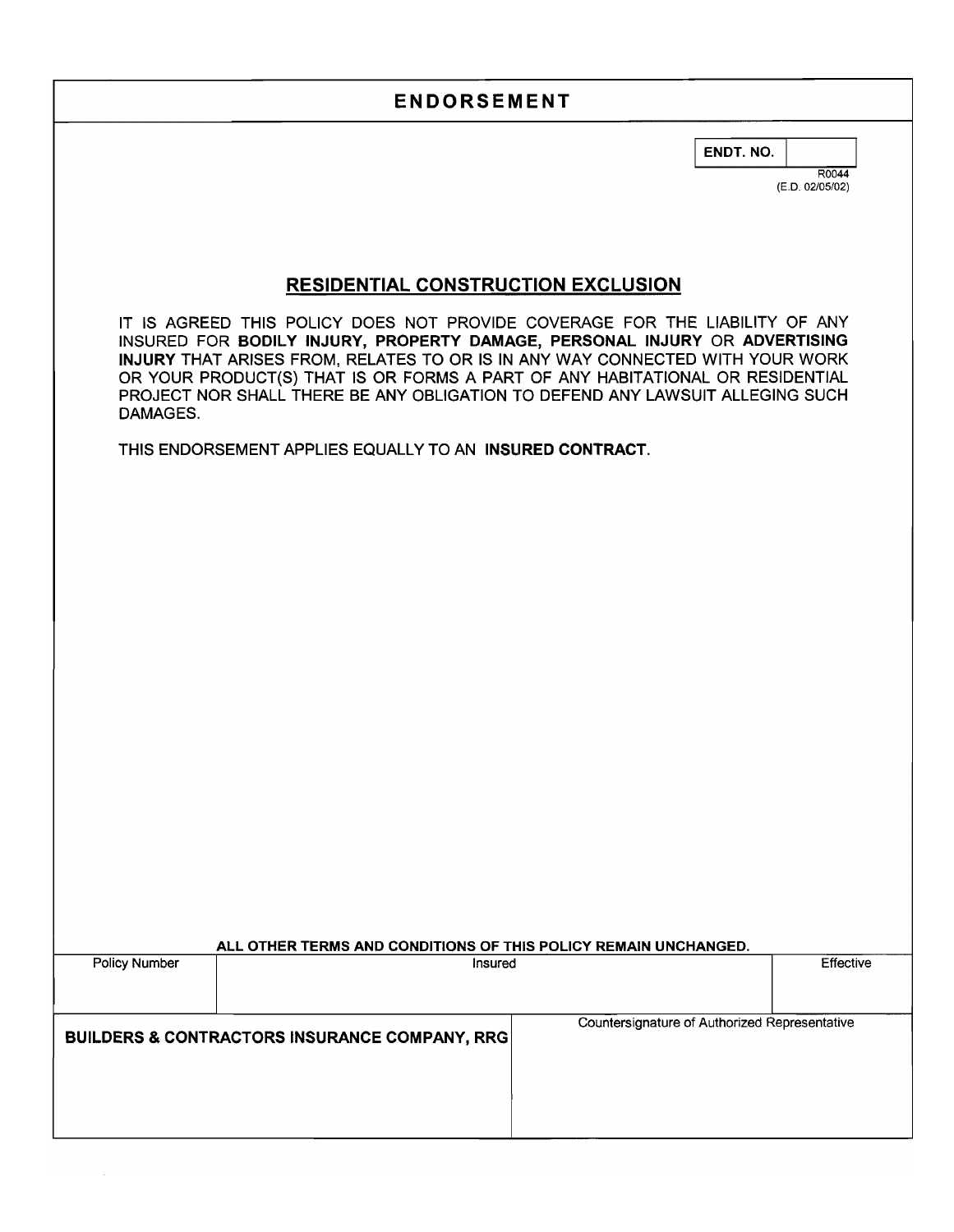# ENDORSEMENT

| ENDT. NO. | |
|---|---|

R0044
(E.D. 02/05/02)

## RESIDENTIAL CONSTRUCTION EXCLUSION

IT IS AGREED THIS POLICY DOES NOT PROVIDE COVERAGE FOR THE LIABILITY OF ANY INSURED FOR **BODILY INJURY, PROPERTY DAMAGE, PERSONAL INJURY** OR **ADVERTISING INJURY** THAT ARISES FROM, RELATES TO OR IS IN ANY WAY CONNECTED WITH YOUR WORK OR YOUR PRODUCT(S) THAT IS OR FORMS A PART OF ANY HABITATIONAL OR RESIDENTIAL PROJECT NOR SHALL THERE BE ANY OBLIGATION TO DEFEND ANY LAWSUIT ALLEGING SUCH DAMAGES.

THIS ENDORSEMENT APPLIES EQUALLY TO AN **INSURED CONTRACT**.

**ALL OTHER TERMS AND CONDITIONS OF THIS POLICY REMAIN UNCHANGED.**

| Policy Number | Insured | Effective |
|---|---|---|
| | | |

| BUILDERS & CONTRACTORS INSURANCE COMPANY, RRG | Countersignature of Authorized Representative |
|---|---|
| | |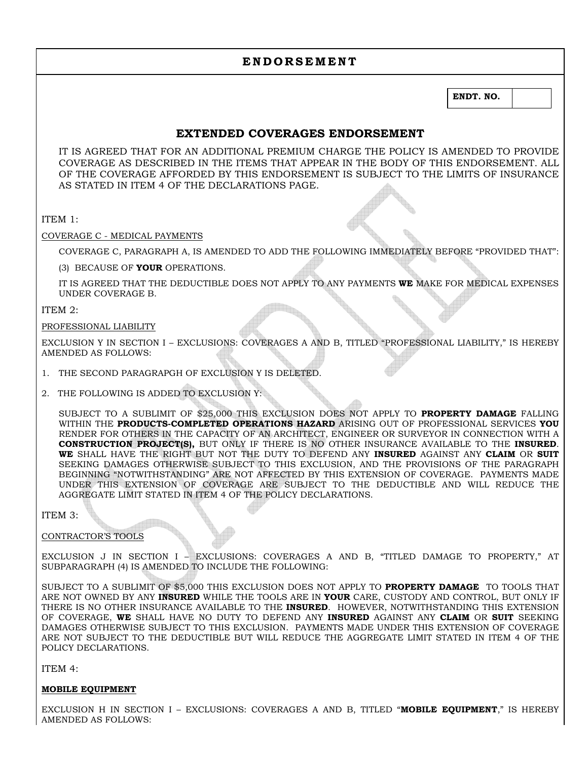# E N D O R S E M E N T

| ENDT. NO. | |
|---|---|

## EXTENDED COVERAGES ENDORSEMENT

IT IS AGREED THAT FOR AN ADDITIONAL PREMIUM CHARGE THE POLICY IS AMENDED TO PROVIDE COVERAGE AS DESCRIBED IN THE ITEMS THAT APPEAR IN THE BODY OF THIS ENDORSEMENT. ALL OF THE COVERAGE AFFORDED BY THIS ENDORSEMENT IS SUBJECT TO THE LIMITS OF INSURANCE AS STATED IN ITEM 4 OF THE DECLARATIONS PAGE.

ITEM 1:

COVERAGE C - MEDICAL PAYMENTS

COVERAGE C, PARAGRAPH A, IS AMENDED TO ADD THE FOLLOWING IMMEDIATELY BEFORE "PROVIDED THAT":

(3) BECAUSE OF **YOUR** OPERATIONS.

IT IS AGREED THAT THE DEDUCTIBLE DOES NOT APPLY TO ANY PAYMENTS **WE** MAKE FOR MEDICAL EXPENSES UNDER COVERAGE B.

ITEM 2:

PROFESSIONAL LIABILITY

EXCLUSION Y IN SECTION I – EXCLUSIONS: COVERAGES A AND B, TITLED "PROFESSIONAL LIABILITY," IS HEREBY AMENDED AS FOLLOWS:

1. THE SECOND PARAGRAPGH OF EXCLUSION Y IS DELETED.
2. THE FOLLOWING IS ADDED TO EXCLUSION Y:

SUBJECT TO A SUBLIMIT OF $25,000 THIS EXCLUSION DOES NOT APPLY TO **PROPERTY DAMAGE** FALLING WITHIN THE **PRODUCTS-COMPLETED OPERATIONS HAZARD** ARISING OUT OF PROFESSIONAL SERVICES **YOU** RENDER FOR OTHERS IN THE CAPACITY OF AN ARCHITECT, ENGINEER OR SURVEYOR IN CONNECTION WITH A **CONSTRUCTION PROJECT(S),** BUT ONLY IF THERE IS NO OTHER INSURANCE AVAILABLE TO THE **INSURED**. **WE** SHALL HAVE THE RIGHT BUT NOT THE DUTY TO DEFEND ANY **INSURED** AGAINST ANY **CLAIM** OR **SUIT** SEEKING DAMAGES OTHERWISE SUBJECT TO THIS EXCLUSION, AND THE PROVISIONS OF THE PARAGRAPH BEGINNING "NOTWITHSTANDING" ARE NOT AFFECTED BY THIS EXTENSION OF COVERAGE. PAYMENTS MADE UNDER THIS EXTENSION OF COVERAGE ARE SUBJECT TO THE DEDUCTIBLE AND WILL REDUCE THE AGGREGATE LIMIT STATED IN ITEM 4 OF THE POLICY DECLARATIONS.

ITEM 3:

CONTRACTOR'S TOOLS

EXCLUSION J IN SECTION I – EXCLUSIONS: COVERAGES A AND B, "TITLED DAMAGE TO PROPERTY," AT SUBPARAGRAPH (4) IS AMENDED TO INCLUDE THE FOLLOWING:

SUBJECT TO A SUBLIMIT OF $5,000 THIS EXCLUSION DOES NOT APPLY TO **PROPERTY DAMAGE** TO TOOLS THAT ARE NOT OWNED BY ANY **INSURED** WHILE THE TOOLS ARE IN **YOUR** CARE, CUSTODY AND CONTROL, BUT ONLY IF THERE IS NO OTHER INSURANCE AVAILABLE TO THE **INSURED**. HOWEVER, NOTWITHSTANDING THIS EXTENSION OF COVERAGE, **WE** SHALL HAVE NO DUTY TO DEFEND ANY **INSURED** AGAINST ANY **CLAIM** OR **SUIT** SEEKING DAMAGES OTHERWISE SUBJECT TO THIS EXCLUSION. PAYMENTS MADE UNDER THIS EXTENSION OF COVERAGE ARE NOT SUBJECT TO THE DEDUCTIBLE BUT WILL REDUCE THE AGGREGATE LIMIT STATED IN ITEM 4 OF THE POLICY DECLARATIONS.

ITEM 4:

**MOBILE EQUIPMENT**

EXCLUSION H IN SECTION I – EXCLUSIONS: COVERAGES A AND B, TITLED "**MOBILE EQUIPMENT**," IS HEREBY AMENDED AS FOLLOWS: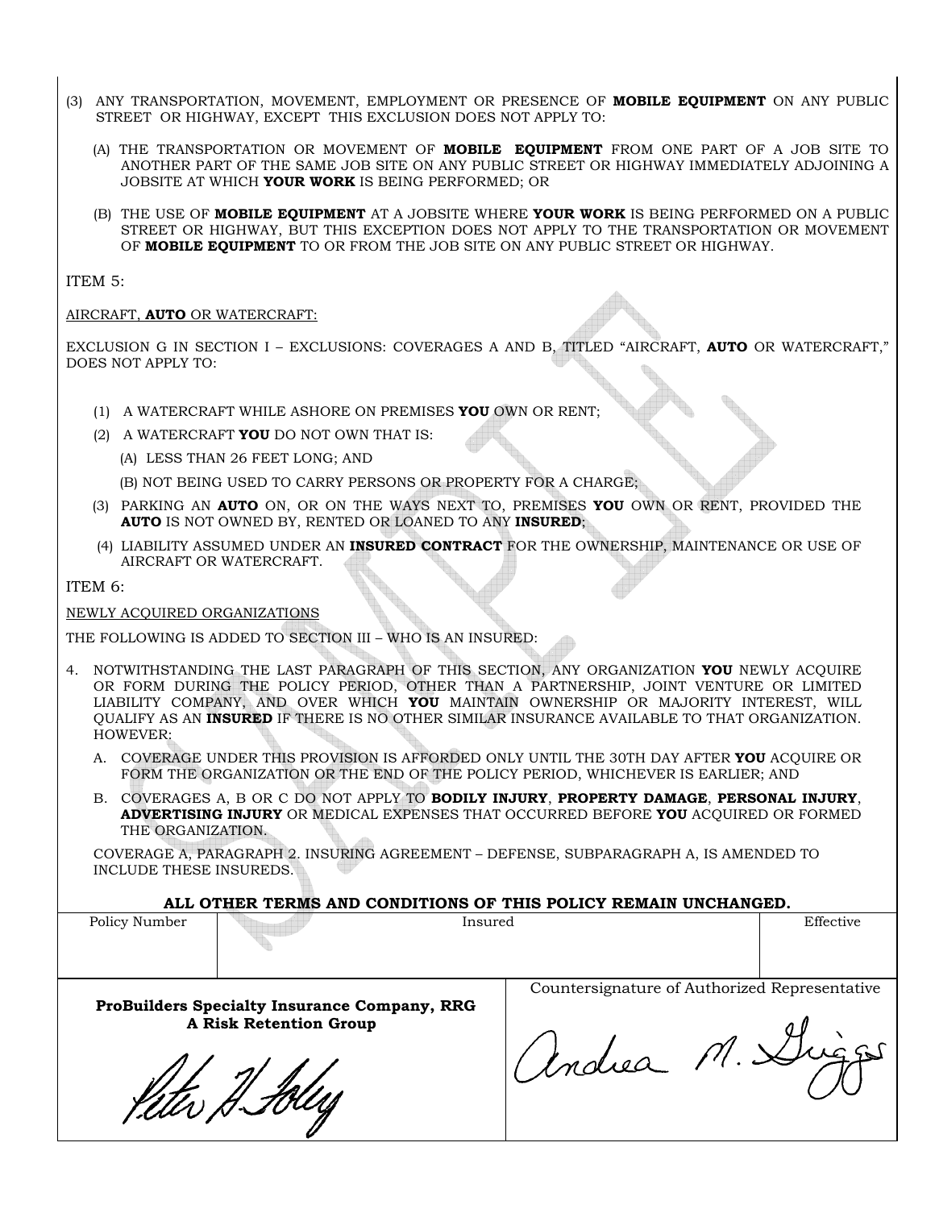(3) ANY TRANSPORTATION, MOVEMENT, EMPLOYMENT OR PRESENCE OF **MOBILE EQUIPMENT** ON ANY PUBLIC STREET OR HIGHWAY, EXCEPT THIS EXCLUSION DOES NOT APPLY TO:

(A) THE TRANSPORTATION OR MOVEMENT OF **MOBILE EQUIPMENT** FROM ONE PART OF A JOB SITE TO ANOTHER PART OF THE SAME JOB SITE ON ANY PUBLIC STREET OR HIGHWAY IMMEDIATELY ADJOINING A JOBSITE AT WHICH **YOUR WORK** IS BEING PERFORMED; OR

(B) THE USE OF **MOBILE EQUIPMENT** AT A JOBSITE WHERE **YOUR WORK** IS BEING PERFORMED ON A PUBLIC STREET OR HIGHWAY, BUT THIS EXCEPTION DOES NOT APPLY TO THE TRANSPORTATION OR MOVEMENT OF **MOBILE EQUIPMENT** TO OR FROM THE JOB SITE ON ANY PUBLIC STREET OR HIGHWAY.

ITEM 5:

AIRCRAFT, **AUTO** OR WATERCRAFT:

EXCLUSION G IN SECTION I – EXCLUSIONS: COVERAGES A AND B, TITLED "AIRCRAFT, **AUTO** OR WATERCRAFT," DOES NOT APPLY TO:

(1) A WATERCRAFT WHILE ASHORE ON PREMISES **YOU** OWN OR RENT;

(2) A WATERCRAFT **YOU** DO NOT OWN THAT IS:

(A) LESS THAN 26 FEET LONG; AND

(B) NOT BEING USED TO CARRY PERSONS OR PROPERTY FOR A CHARGE;

(3) PARKING AN **AUTO** ON, OR ON THE WAYS NEXT TO, PREMISES **YOU** OWN OR RENT, PROVIDED THE **AUTO** IS NOT OWNED BY, RENTED OR LOANED TO ANY **INSURED**;

(4) LIABILITY ASSUMED UNDER AN **INSURED CONTRACT** FOR THE OWNERSHIP, MAINTENANCE OR USE OF AIRCRAFT OR WATERCRAFT.

ITEM 6:

NEWLY ACQUIRED ORGANIZATIONS

THE FOLLOWING IS ADDED TO SECTION III – WHO IS AN INSURED:

4. NOTWITHSTANDING THE LAST PARAGRAPH OF THIS SECTION, ANY ORGANIZATION **YOU** NEWLY ACQUIRE OR FORM DURING THE POLICY PERIOD, OTHER THAN A PARTNERSHIP, JOINT VENTURE OR LIMITED LIABILITY COMPANY, AND OVER WHICH **YOU** MAINTAIN OWNERSHIP OR MAJORITY INTEREST, WILL QUALIFY AS AN **INSURED** IF THERE IS NO OTHER SIMILAR INSURANCE AVAILABLE TO THAT ORGANIZATION. HOWEVER:

A. COVERAGE UNDER THIS PROVISION IS AFFORDED ONLY UNTIL THE 30TH DAY AFTER **YOU** ACQUIRE OR FORM THE ORGANIZATION OR THE END OF THE POLICY PERIOD, WHICHEVER IS EARLIER; AND

B. COVERAGES A, B OR C DO NOT APPLY TO **BODILY INJURY**, **PROPERTY DAMAGE**, **PERSONAL INJURY**, **ADVERTISING INJURY** OR MEDICAL EXPENSES THAT OCCURRED BEFORE **YOU** ACQUIRED OR FORMED THE ORGANIZATION.

COVERAGE A, PARAGRAPH 2. INSURING AGREEMENT – DEFENSE, SUBPARAGRAPH A, IS AMENDED TO INCLUDE THESE INSUREDS.

**ALL OTHER TERMS AND CONDITIONS OF THIS POLICY REMAIN UNCHANGED.**

| Policy Number | Insured | Effective |
|---|---|---|
| | | |

| **ProBuilders Specialty Insurance Company, RRG A Risk Retention Group** | Countersignature of Authorized Representative |
|---|---|
| Peter H. Foley | Andrea M. Diggs |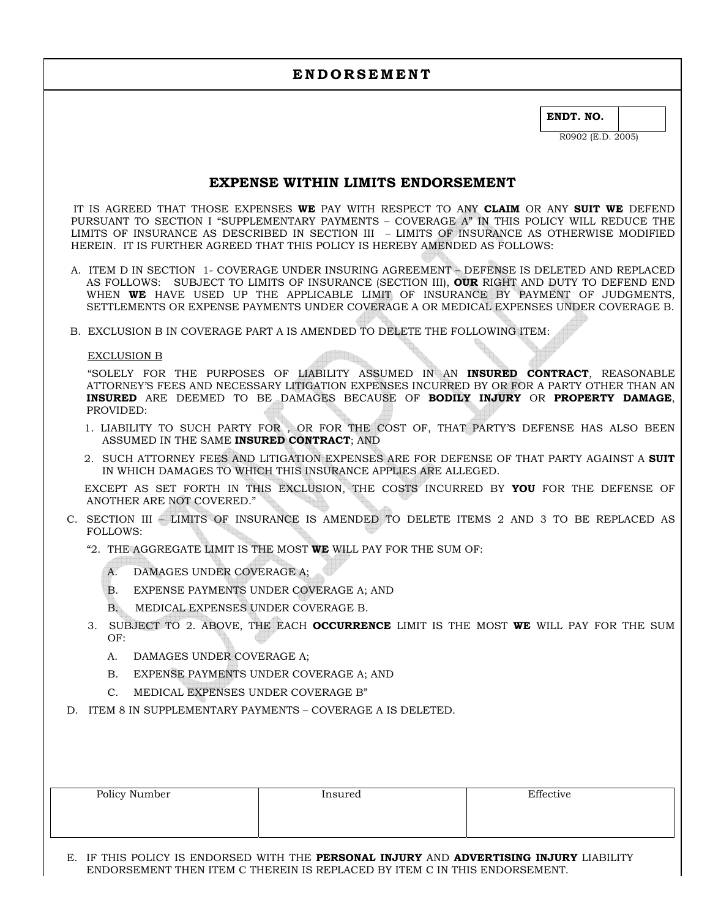# ENDORSEMENT

| ENDT. NO. | |
|---|---|

R0902 (E.D. 2005)

## EXPENSE WITHIN LIMITS ENDORSEMENT

IT IS AGREED THAT THOSE EXPENSES **WE** PAY WITH RESPECT TO ANY **CLAIM** OR ANY **SUIT WE** DEFEND PURSUANT TO SECTION I "SUPPLEMENTARY PAYMENTS – COVERAGE A" IN THIS POLICY WILL REDUCE THE LIMITS OF INSURANCE AS DESCRIBED IN SECTION III – LIMITS OF INSURANCE AS OTHERWISE MODIFIED HEREIN. IT IS FURTHER AGREED THAT THIS POLICY IS HEREBY AMENDED AS FOLLOWS:

A. ITEM D IN SECTION 1- COVERAGE UNDER INSURING AGREEMENT – DEFENSE IS DELETED AND REPLACED AS FOLLOWS: SUBJECT TO LIMITS OF INSURANCE (SECTION III), **OUR** RIGHT AND DUTY TO DEFEND END WHEN **WE** HAVE USED UP THE APPLICABLE LIMIT OF INSURANCE BY PAYMENT OF JUDGMENTS, SETTLEMENTS OR EXPENSE PAYMENTS UNDER COVERAGE A OR MEDICAL EXPENSES UNDER COVERAGE B.

B. EXCLUSION B IN COVERAGE PART A IS AMENDED TO DELETE THE FOLLOWING ITEM:

EXCLUSION B

"SOLELY FOR THE PURPOSES OF LIABILITY ASSUMED IN AN **INSURED CONTRACT**, REASONABLE ATTORNEY'S FEES AND NECESSARY LITIGATION EXPENSES INCURRED BY OR FOR A PARTY OTHER THAN AN **INSURED** ARE DEEMED TO BE DAMAGES BECAUSE OF **BODILY INJURY** OR **PROPERTY DAMAGE**, PROVIDED:

1. LIABILITY TO SUCH PARTY FOR , OR FOR THE COST OF, THAT PARTY'S DEFENSE HAS ALSO BEEN ASSUMED IN THE SAME **INSURED CONTRACT**; AND
2. SUCH ATTORNEY FEES AND LITIGATION EXPENSES ARE FOR DEFENSE OF THAT PARTY AGAINST A **SUIT** IN WHICH DAMAGES TO WHICH THIS INSURANCE APPLIES ARE ALLEGED.

EXCEPT AS SET FORTH IN THIS EXCLUSION, THE COSTS INCURRED BY **YOU** FOR THE DEFENSE OF ANOTHER ARE NOT COVERED."

C. SECTION III – LIMITS OF INSURANCE IS AMENDED TO DELETE ITEMS 2 AND 3 TO BE REPLACED AS FOLLOWS:

"2. THE AGGREGATE LIMIT IS THE MOST **WE** WILL PAY FOR THE SUM OF:

A. DAMAGES UNDER COVERAGE A;

B. EXPENSE PAYMENTS UNDER COVERAGE A; AND

B. MEDICAL EXPENSES UNDER COVERAGE B.

3. SUBJECT TO 2. ABOVE, THE EACH **OCCURRENCE** LIMIT IS THE MOST **WE** WILL PAY FOR THE SUM OF:

A. DAMAGES UNDER COVERAGE A;

B. EXPENSE PAYMENTS UNDER COVERAGE A; AND

C. MEDICAL EXPENSES UNDER COVERAGE B"

D. ITEM 8 IN SUPPLEMENTARY PAYMENTS – COVERAGE A IS DELETED.

| Policy Number | Insured | Effective |
|---|---|---|
| | | |

E. IF THIS POLICY IS ENDORSED WITH THE **PERSONAL INJURY** AND **ADVERTISING INJURY** LIABILITY ENDORSEMENT THEN ITEM C THEREIN IS REPLACED BY ITEM C IN THIS ENDORSEMENT.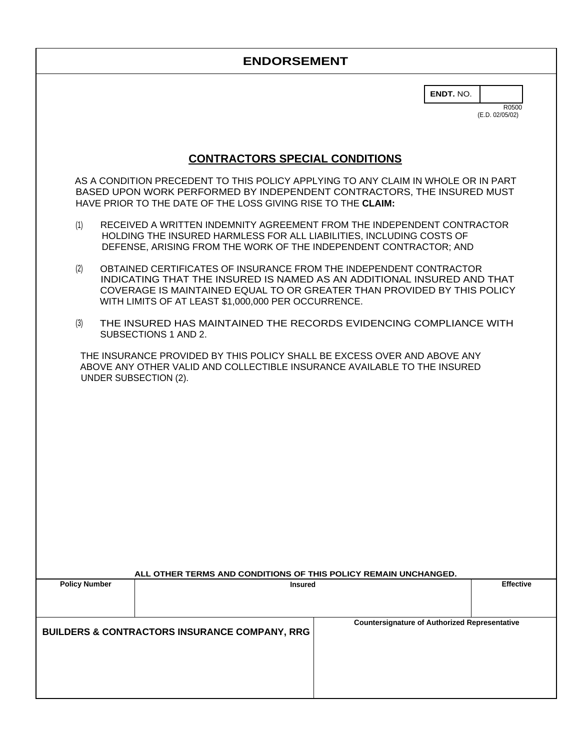# ENDORSEMENT

| ENDT. NO. | |
|---|---|

R0500
(E.D. 02/05/02)

## CONTRACTORS SPECIAL CONDITIONS

AS A CONDITION PRECEDENT TO THIS POLICY APPLYING TO ANY CLAIM IN WHOLE OR IN PART BASED UPON WORK PERFORMED BY INDEPENDENT CONTRACTORS, THE INSURED MUST HAVE PRIOR TO THE DATE OF THE LOSS GIVING RISE TO THE **CLAIM:**

(1) RECEIVED A WRITTEN INDEMNITY AGREEMENT FROM THE INDEPENDENT CONTRACTOR HOLDING THE INSURED HARMLESS FOR ALL LIABILITIES, INCLUDING COSTS OF DEFENSE, ARISING FROM THE WORK OF THE INDEPENDENT CONTRACTOR; AND

(2) OBTAINED CERTIFICATES OF INSURANCE FROM THE INDEPENDENT CONTRACTOR INDICATING THAT THE INSURED IS NAMED AS AN ADDITIONAL INSURED AND THAT COVERAGE IS MAINTAINED EQUAL TO OR GREATER THAN PROVIDED BY THIS POLICY WITH LIMITS OF AT LEAST $1,000,000 PER OCCURRENCE.

(3) THE INSURED HAS MAINTAINED THE RECORDS EVIDENCING COMPLIANCE WITH SUBSECTIONS 1 AND 2.

THE INSURANCE PROVIDED BY THIS POLICY SHALL BE EXCESS OVER AND ABOVE ANY ABOVE ANY OTHER VALID AND COLLECTIBLE INSURANCE AVAILABLE TO THE INSURED UNDER SUBSECTION (2).

**ALL OTHER TERMS AND CONDITIONS OF THIS POLICY REMAIN UNCHANGED.**

| Policy Number | Insured | Effective |
|---|---|---|
| | | |

| BUILDERS & CONTRACTORS INSURANCE COMPANY, RRG | Countersignature of Authorized Representative |
|---|---|
| | |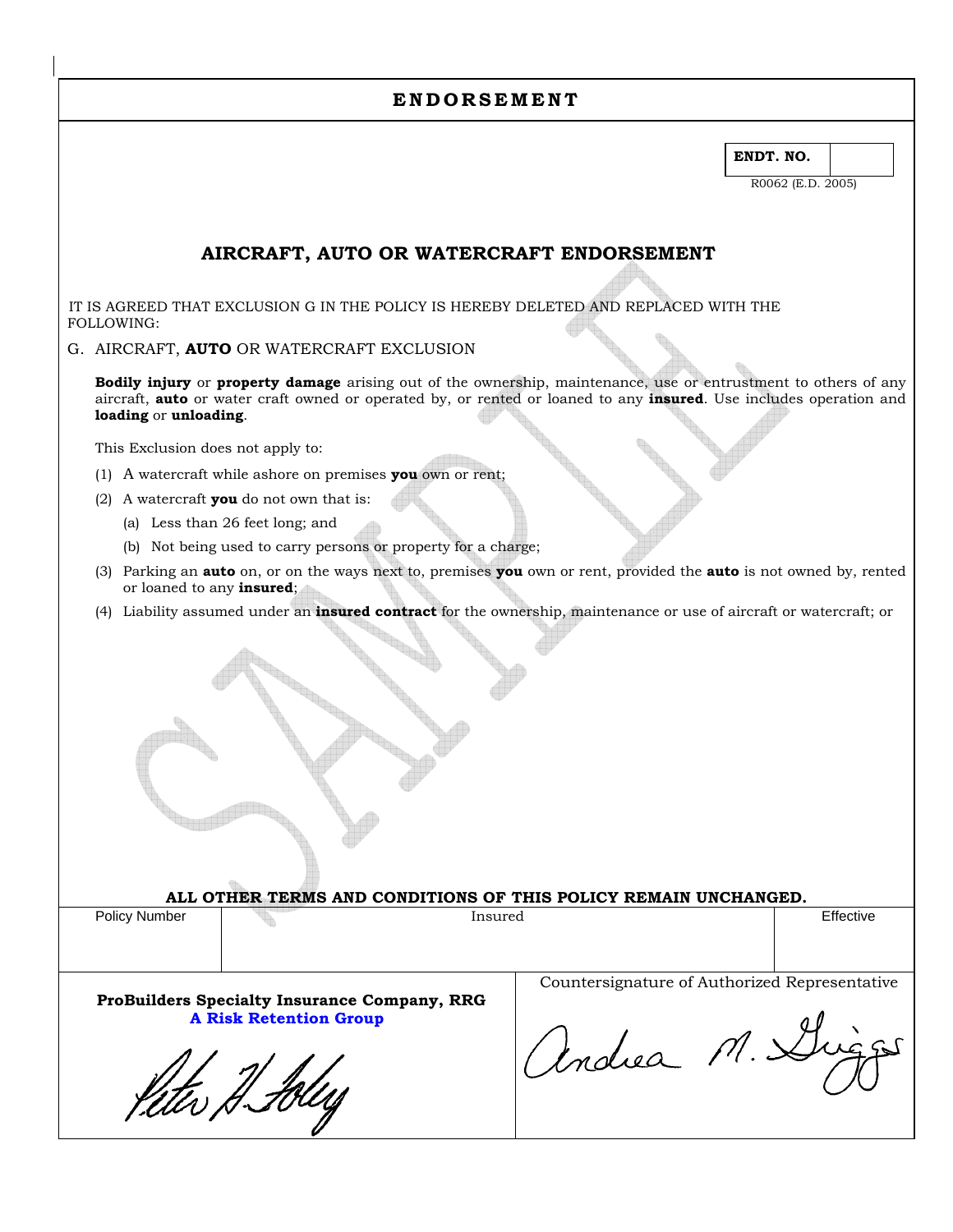# ENDORSEMENT

| ENDT. NO. | |
|---|---|

R0062 (E.D. 2005)

## AIRCRAFT, AUTO OR WATERCRAFT ENDORSEMENT

IT IS AGREED THAT EXCLUSION G IN THE POLICY IS HEREBY DELETED AND REPLACED WITH THE FOLLOWING:

G. AIRCRAFT, **AUTO** OR WATERCRAFT EXCLUSION

**Bodily injury** or **property damage** arising out of the ownership, maintenance, use or entrustment to others of any aircraft, **auto** or water craft owned or operated by, or rented or loaned to any **insured**. Use includes operation and **loading** or **unloading**.

This Exclusion does not apply to:

(1) A watercraft while ashore on premises **you** own or rent;

(2) A watercraft **you** do not own that is:

   (a) Less than 26 feet long; and

   (b) Not being used to carry persons or property for a charge;

(3) Parking an **auto** on, or on the ways next to, premises **you** own or rent, provided the **auto** is not owned by, rented or loaned to any **insured**;

(4) Liability assumed under an **insured contract** for the ownership, maintenance or use of aircraft or watercraft; or

**ALL OTHER TERMS AND CONDITIONS OF THIS POLICY REMAIN UNCHANGED.**

| Policy Number | Insured | Effective |
|---|---|---|
| | | |

**ProBuilders Specialty Insurance Company, RRG**
**A Risk Retention Group**

Peter H. Foley

Countersignature of Authorized Representative

Andrea M. Griggs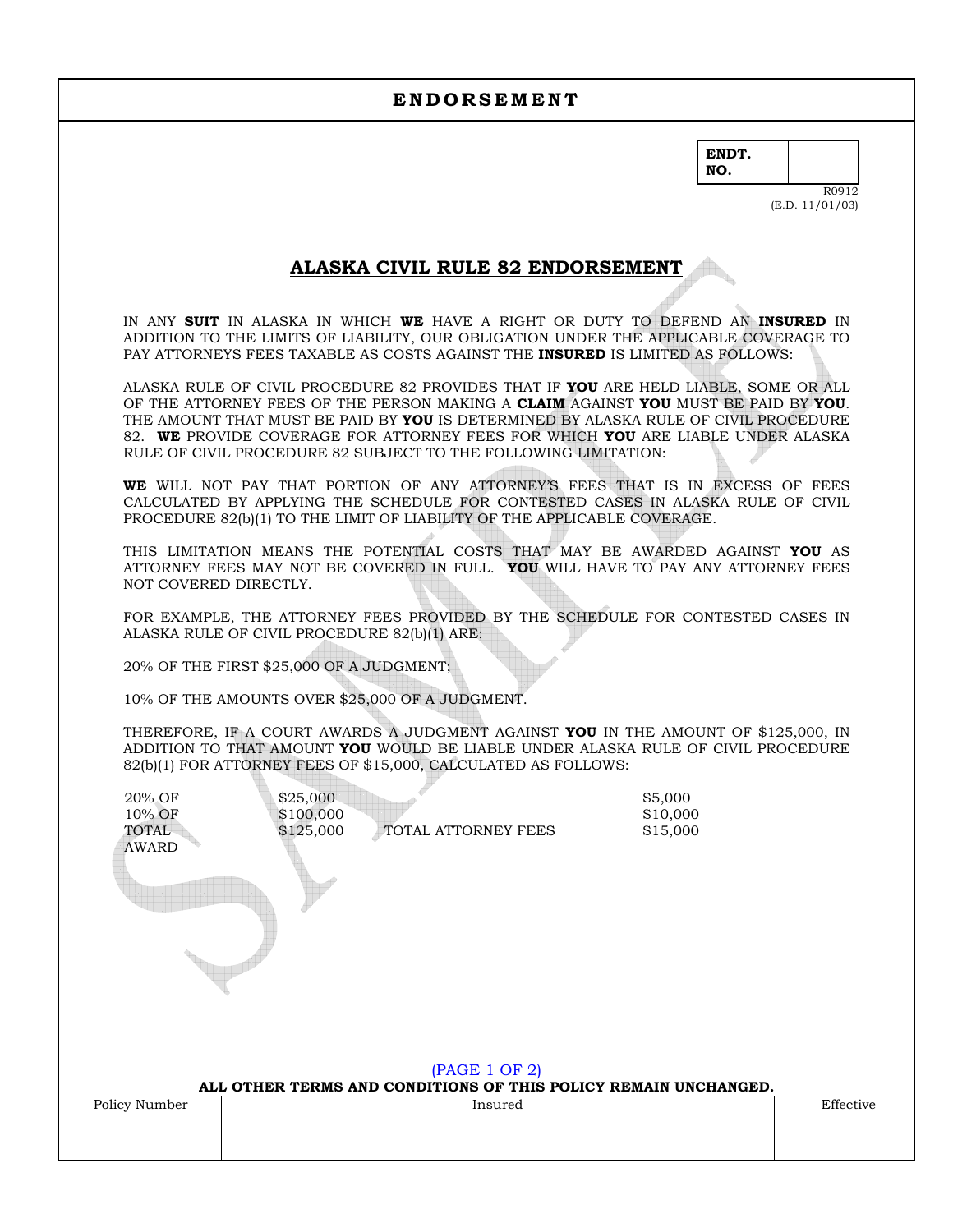# ENDORSEMENT

| ENDT. NO. | |
|---|---|

R0912
(E.D. 11/01/03)

## ALASKA CIVIL RULE 82 ENDORSEMENT

IN ANY **SUIT** IN ALASKA IN WHICH **WE** HAVE A RIGHT OR DUTY TO DEFEND AN **INSURED** IN ADDITION TO THE LIMITS OF LIABILITY, OUR OBLIGATION UNDER THE APPLICABLE COVERAGE TO PAY ATTORNEYS FEES TAXABLE AS COSTS AGAINST THE **INSURED** IS LIMITED AS FOLLOWS:

ALASKA RULE OF CIVIL PROCEDURE 82 PROVIDES THAT IF **YOU** ARE HELD LIABLE, SOME OR ALL OF THE ATTORNEY FEES OF THE PERSON MAKING A **CLAIM** AGAINST **YOU** MUST BE PAID BY **YOU**. THE AMOUNT THAT MUST BE PAID BY **YOU** IS DETERMINED BY ALASKA RULE OF CIVIL PROCEDURE 82. **WE** PROVIDE COVERAGE FOR ATTORNEY FEES FOR WHICH **YOU** ARE LIABLE UNDER ALASKA RULE OF CIVIL PROCEDURE 82 SUBJECT TO THE FOLLOWING LIMITATION:

**WE** WILL NOT PAY THAT PORTION OF ANY ATTORNEY'S FEES THAT IS IN EXCESS OF FEES CALCULATED BY APPLYING THE SCHEDULE FOR CONTESTED CASES IN ALASKA RULE OF CIVIL PROCEDURE 82(b)(1) TO THE LIMIT OF LIABILITY OF THE APPLICABLE COVERAGE.

THIS LIMITATION MEANS THE POTENTIAL COSTS THAT MAY BE AWARDED AGAINST **YOU** AS ATTORNEY FEES MAY NOT BE COVERED IN FULL. **YOU** WILL HAVE TO PAY ANY ATTORNEY FEES NOT COVERED DIRECTLY.

FOR EXAMPLE, THE ATTORNEY FEES PROVIDED BY THE SCHEDULE FOR CONTESTED CASES IN ALASKA RULE OF CIVIL PROCEDURE 82(b)(1) ARE:

20% OF THE FIRST $25,000 OF A JUDGMENT;

10% OF THE AMOUNTS OVER $25,000 OF A JUDGMENT.

THEREFORE, IF A COURT AWARDS A JUDGMENT AGAINST **YOU** IN THE AMOUNT OF $125,000, IN ADDITION TO THAT AMOUNT **YOU** WOULD BE LIABLE UNDER ALASKA RULE OF CIVIL PROCEDURE 82(b)(1) FOR ATTORNEY FEES OF $15,000, CALCULATED AS FOLLOWS:

| | | | |
|---|---|---|---|
| 20% OF | $25,000 | | $5,000 |
| 10% OF | $100,000 | | $10,000 |
| TOTAL AWARD | $125,000 | TOTAL ATTORNEY FEES | $15,000 |

**ALL OTHER TERMS AND CONDITIONS OF THIS POLICY REMAIN UNCHANGED.**

| Policy Number | Insured | Effective |
|---|---|---|
| | | |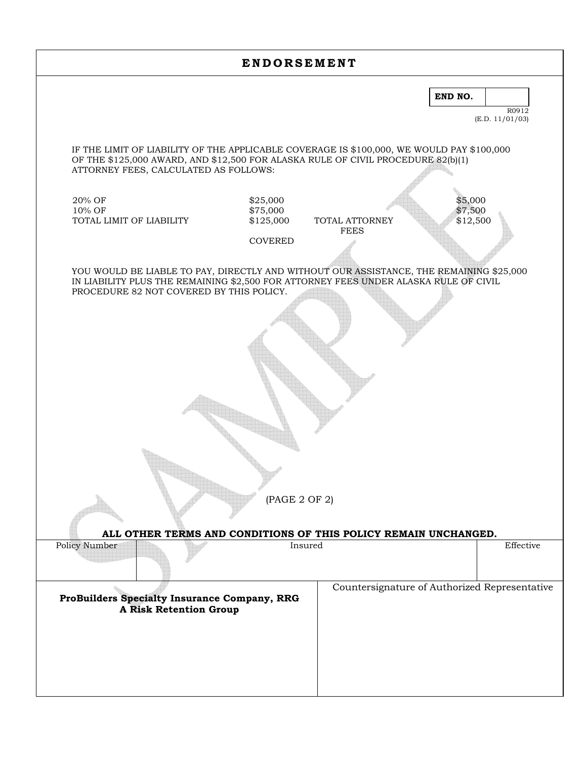# ENDORSEMENT

| END NO. | |
|---|---|

R0912
(E.D. 11/01/03)

IF THE LIMIT OF LIABILITY OF THE APPLICABLE COVERAGE IS $100,000, WE WOULD PAY $100,000 OF THE $125,000 AWARD, AND $12,500 FOR ALASKA RULE OF CIVIL PROCEDURE 82(b)(1) ATTORNEY FEES, CALCULATED AS FOLLOWS:

| | | | |
|---|---|---|---|
| 20% OF | $25,000 | | $5,000 |
| 10% OF | $75,000 | | $7,500 |
| TOTAL LIMIT OF LIABILITY | $125,000 | TOTAL ATTORNEY FEES | $12,500 |
| | COVERED | | |

YOU WOULD BE LIABLE TO PAY, DIRECTLY AND WITHOUT OUR ASSISTANCE, THE REMAINING $25,000 IN LIABILITY PLUS THE REMAINING $2,500 FOR ATTORNEY FEES UNDER ALASKA RULE OF CIVIL PROCEDURE 82 NOT COVERED BY THIS POLICY.

**ALL OTHER TERMS AND CONDITIONS OF THIS POLICY REMAIN UNCHANGED.**

| Policy Number | Insured | Effective |
|---|---|---|
| | | |

| **ProBuilders Specialty Insurance Company, RRG** **A Risk Retention Group** | Countersignature of Authorized Representative |
|---|---|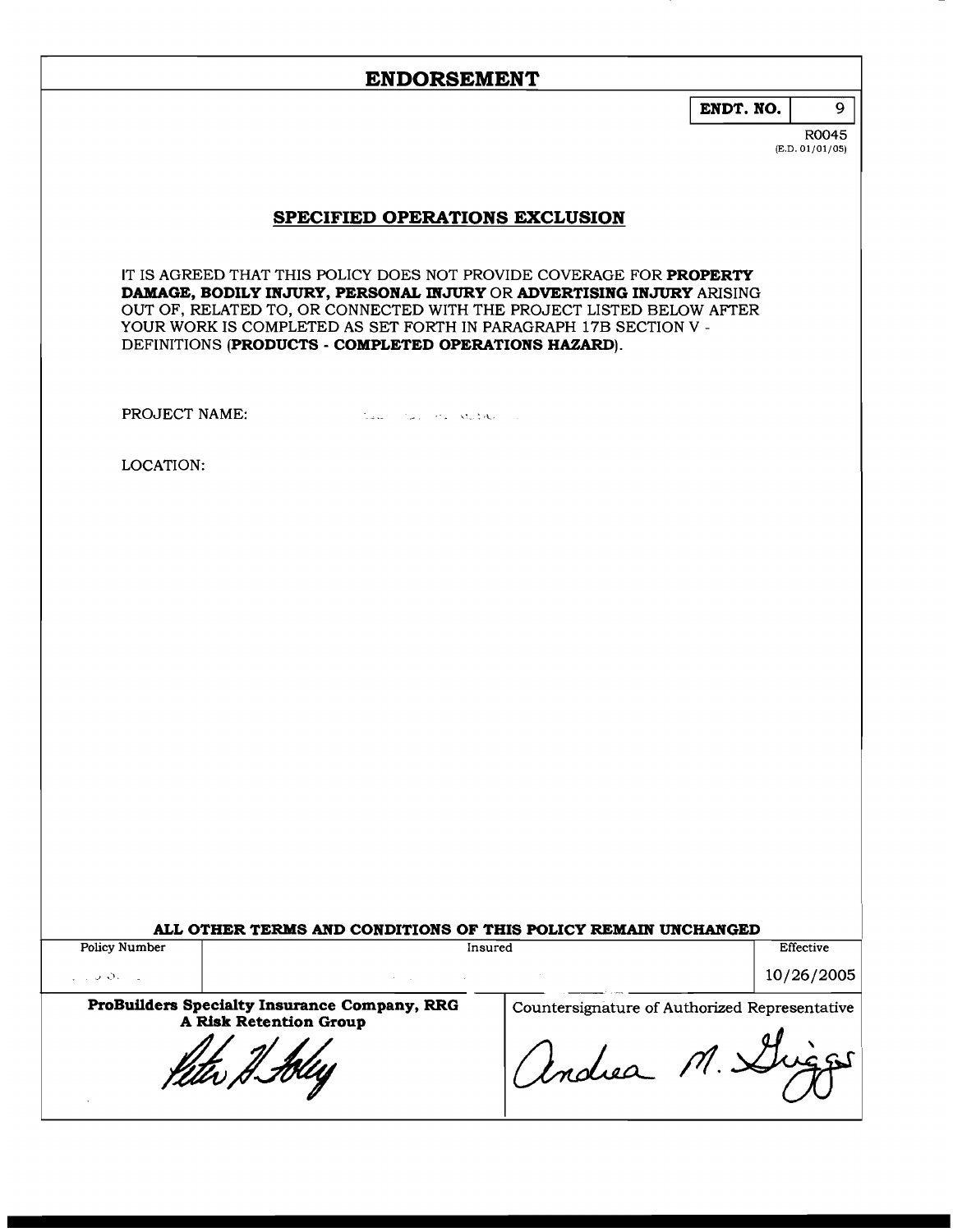# ENDORSEMENT

**ENDT. NO.** 9

R0045
(E.D. 01/01/05)

## SPECIFIED OPERATIONS EXCLUSION

IT IS AGREED THAT THIS POLICY DOES NOT PROVIDE COVERAGE FOR **PROPERTY DAMAGE, BODILY INJURY, PERSONAL INJURY** OR **ADVERTISING INJURY** ARISING OUT OF, RELATED TO, OR CONNECTED WITH THE PROJECT LISTED BELOW AFTER YOUR WORK IS COMPLETED AS SET FORTH IN PARAGRAPH 17B SECTION V - DEFINITIONS (**PRODUCTS - COMPLETED OPERATIONS HAZARD**).

PROJECT NAME:

LOCATION:

**ALL OTHER TERMS AND CONDITIONS OF THIS POLICY REMAIN UNCHANGED**

| Policy Number | Insured | Effective |
|---|---|---|
| | | 10/26/2005 |

| **ProBuilders Specialty Insurance Company, RRG A Risk Retention Group** | Countersignature of Authorized Representative |
|---|---|
| Peter H. Foley | Andrea M. Griggs |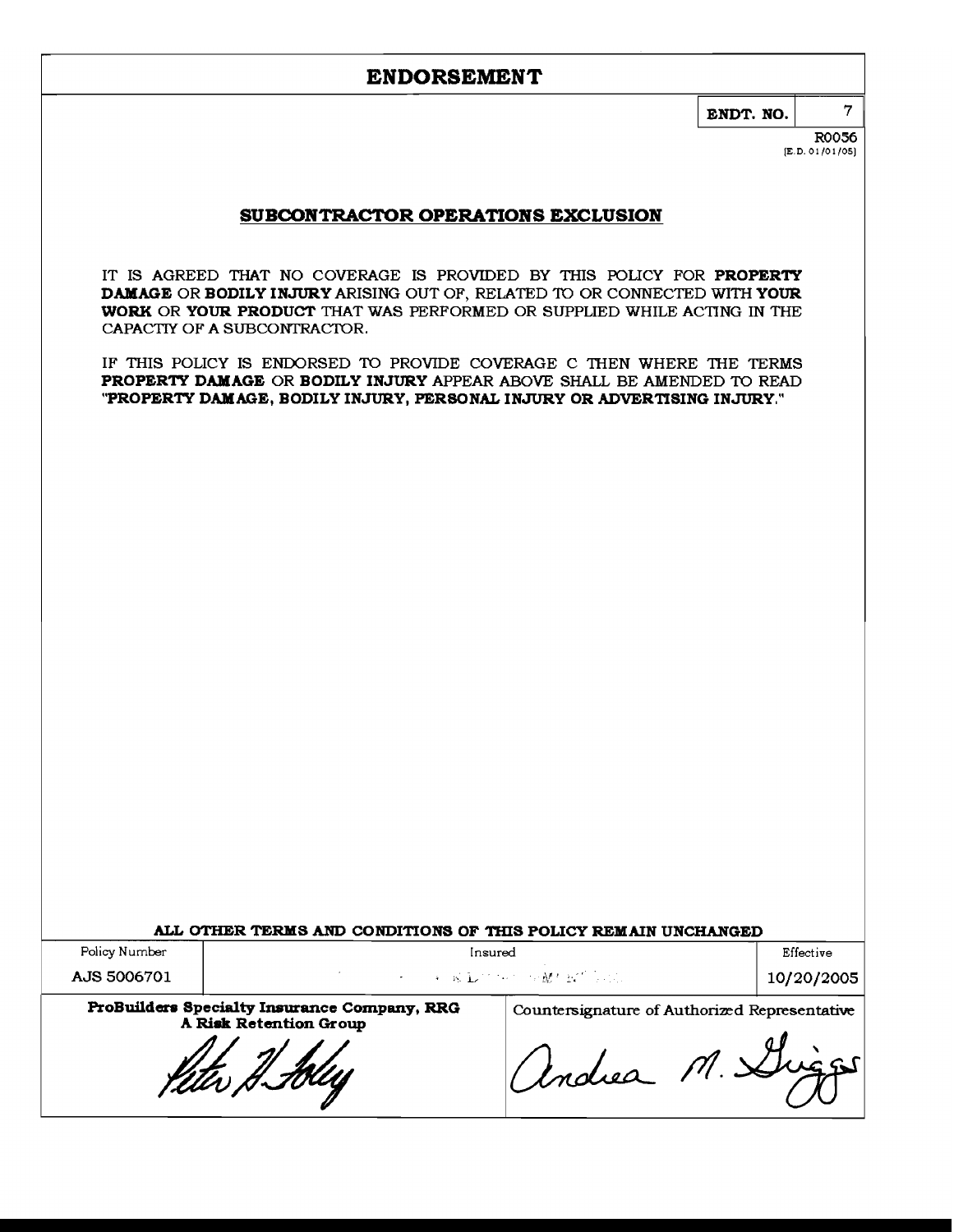# ENDORSEMENT

| ENDT. NO. | 7 |
|---|---|

R0056
(E.D. 01/01/05)

## SUBCONTRACTOR OPERATIONS EXCLUSION

IT IS AGREED THAT NO COVERAGE IS PROVIDED BY THIS POLICY FOR **PROPERTY DAMAGE** OR **BODILY INJURY** ARISING OUT OF, RELATED TO OR CONNECTED WITH **YOUR WORK** OR **YOUR PRODUCT** THAT WAS PERFORMED OR SUPPLIED WHILE ACTING IN THE CAPACTIY OF A SUBCONTRACTOR.

IF THIS POLICY IS ENDORSED TO PROVIDE COVERAGE C THEN WHERE THE TERMS **PROPERTY DAMAGE** OR **BODILY INJURY** APPEAR ABOVE SHALL BE AMENDED TO READ "**PROPERTY DAMAGE, BODILY INJURY, PERSONAL INJURY OR ADVERTISING INJURY**."

**ALL OTHER TERMS AND CONDITIONS OF THIS POLICY REMAIN UNCHANGED**

| Policy Number | Insured | Effective |
|---|---|---|
| AJS 5006701 | | 10/20/2005 |

**ProBuilders Specialty Insurance Company, RRG**
**A Risk Retention Group**

Peter H. Foley

Countersignature of Authorized Representative

Andrea M. Griggs